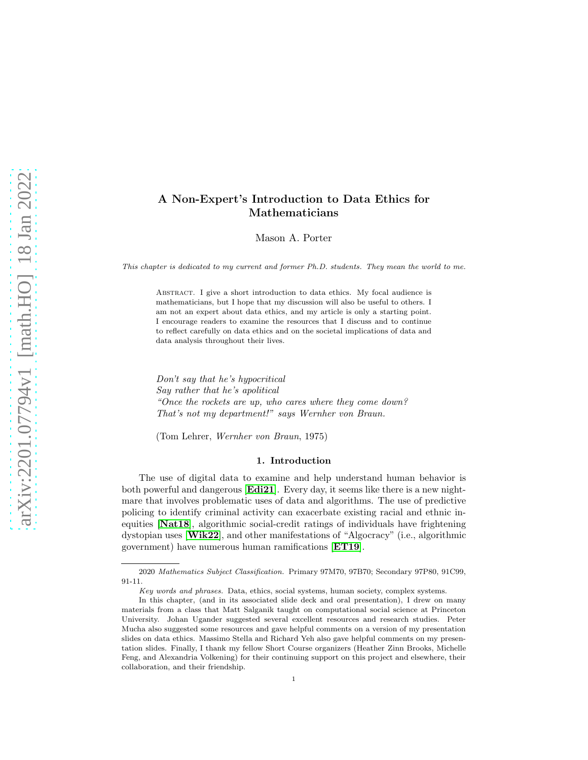# A Non-Expert's Introduction to Data Ethics for Mathematicians

Mason A. Porter

*This chapter is dedicated to my current and former Ph.D. students. They mean the world to me.*

Abstract. I give a short introduction to data ethics. My focal audience is mathematicians, but I hope that my discussion will also be useful to others. I am not an expert about data ethics, and my article is only a starting point. I encourage readers to examine the resources that I discuss and to continue to reflect carefully on data ethics and on the societal implications of data and data analysis throughout their lives.

*Don't say that he's hypocritical*
*Say rather that he's apolitical*
*"Once the rockets are up, who cares where they come down?*
*That's not my department!" says Wernher von Braun.*

(Tom Lehrer, *Wernher von Braun*, 1975)

## 1. Introduction

The use of digital data to examine and help understand human behavior is both powerful and dangerous [**Edi21**]. Every day, it seems like there is a new nightmare that involves problematic uses of data and algorithms. The use of predictive policing to identify criminal activity can exacerbate existing racial and ethnic inequities [**Nat18**], algorithmic social-credit ratings of individuals have frightening dystopian uses [**Wik22**], and other manifestations of "Algocracy" (i.e., algorithmic government) have numerous human ramifications [**ET19**].

---

2020 *Mathematics Subject Classification.* Primary 97M70, 97B70; Secondary 97P80, 91C99, 91-11.

*Key words and phrases.* Data, ethics, social systems, human society, complex systems.

In this chapter, (and in its associated slide deck and oral presentation), I drew on many materials from a class that Matt Salganik taught on computational social science at Princeton University. Johan Ugander suggested several excellent resources and research studies. Peter Mucha also suggested some resources and gave helpful comments on a version of my presentation slides on data ethics. Massimo Stella and Richard Yeh also gave helpful comments on my presentation slides. Finally, I thank my fellow Short Course organizers (Heather Zinn Brooks, Michelle Feng, and Alexandria Volkening) for their continuing support on this project and elsewhere, their collaboration, and their friendship.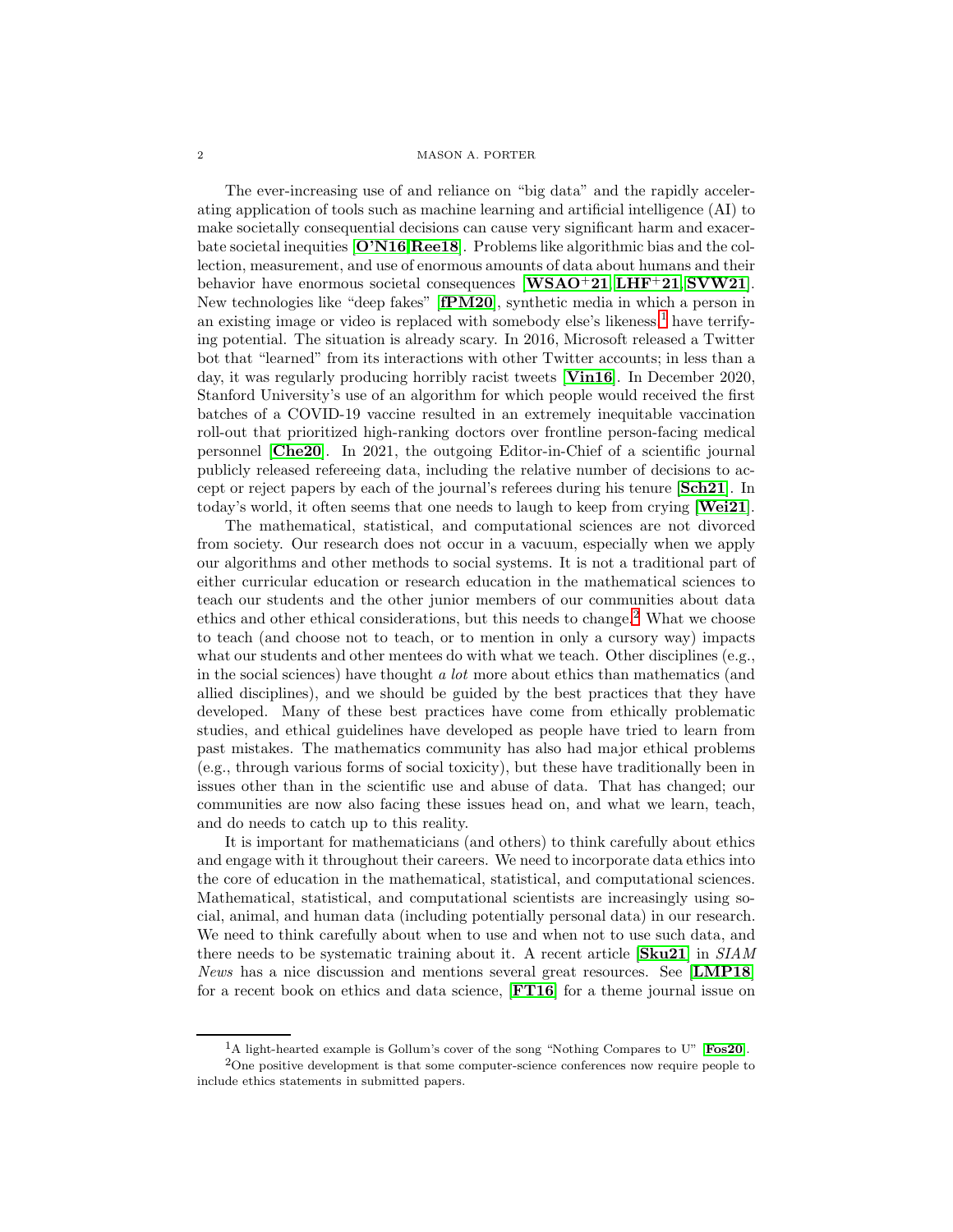The ever-increasing use of and reliance on "big data" and the rapidly accelerating application of tools such as machine learning and artificial intelligence (AI) to make societally consequential decisions can cause very significant harm and exacerbate societal inequities [**O'N16**, **Ree18**]. Problems like algorithmic bias and the collection, measurement, and use of enormous amounts of data about humans and their behavior have enormous societal consequences [**WSAO+21**, **LHF+21**, **SVW21**]. New technologies like "deep fakes" [**fPM20**], synthetic media in which a person in an existing image or video is replaced with somebody else's likeness,[1] have terrifying potential. The situation is already scary. In 2016, Microsoft released a Twitter bot that "learned" from its interactions with other Twitter accounts; in less than a day, it was regularly producing horribly racist tweets [**Vin16**]. In December 2020, Stanford University's use of an algorithm for which people would received the first batches of a COVID-19 vaccine resulted in an extremely inequitable vaccination roll-out that prioritized high-ranking doctors over frontline person-facing medical personnel [**Che20**]. In 2021, the outgoing Editor-in-Chief of a scientific journal publicly released refereeing data, including the relative number of decisions to accept or reject papers by each of the journal's referees during his tenure [**Sch21**]. In today's world, it often seems that one needs to laugh to keep from crying [**Wei21**].

The mathematical, statistical, and computational sciences are not divorced from society. Our research does not occur in a vacuum, especially when we apply our algorithms and other methods to social systems. It is not a traditional part of either curricular education or research education in the mathematical sciences to teach our students and the other junior members of our communities about data ethics and other ethical considerations, but this needs to change.[2] What we choose to teach (and choose not to teach, or to mention in only a cursory way) impacts what our students and other mentees do with what we teach. Other disciplines (e.g., in the social sciences) have thought *a lot* more about ethics than mathematics (and allied disciplines), and we should be guided by the best practices that they have developed. Many of these best practices have come from ethically problematic studies, and ethical guidelines have developed as people have tried to learn from past mistakes. The mathematics community has also had major ethical problems (e.g., through various forms of social toxicity), but these have traditionally been in issues other than in the scientific use and abuse of data. That has changed; our communities are now also facing these issues head on, and what we learn, teach, and do needs to catch up to this reality.

It is important for mathematicians (and others) to think carefully about ethics and engage with it throughout their careers. We need to incorporate data ethics into the core of education in the mathematical, statistical, and computational sciences. Mathematical, statistical, and computational scientists are increasingly using social, animal, and human data (including potentially personal data) in our research. We need to think carefully about when to use and when not to use such data, and there needs to be systematic training about it. A recent article [**Sku21**] in *SIAM News* has a nice discussion and mentions several great resources. See [**LMP18**] for a recent book on ethics and data science, [**FT16**] for a theme journal issue on

[1] A light-hearted example is Gollum's cover of the song "Nothing Compares to U" [**Fos20**].

[2] One positive development is that some computer-science conferences now require people to include ethics statements in submitted papers.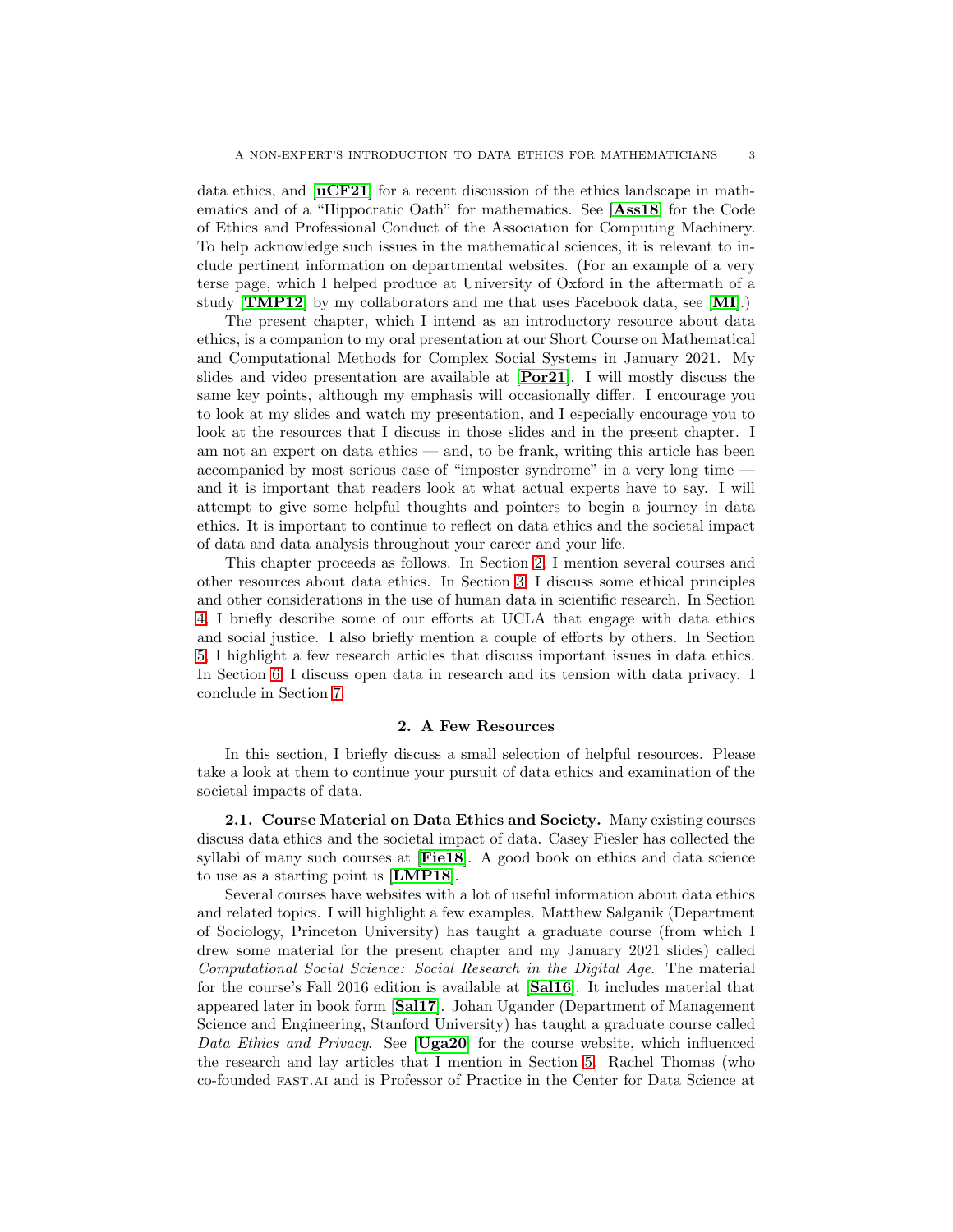data ethics, and [**uCF21**] for a recent discussion of the ethics landscape in mathematics and of a "Hippocratic Oath" for mathematics. See [**Ass18**] for the Code of Ethics and Professional Conduct of the Association for Computing Machinery. To help acknowledge such issues in the mathematical sciences, it is relevant to include pertinent information on departmental websites. (For an example of a very terse page, which I helped produce at University of Oxford in the aftermath of a study [**TMP12**] by my collaborators and me that uses Facebook data, see [**MI**].)

The present chapter, which I intend as an introductory resource about data ethics, is a companion to my oral presentation at our Short Course on Mathematical and Computational Methods for Complex Social Systems in January 2021. My slides and video presentation are available at [**Por21**]. I will mostly discuss the same key points, although my emphasis will occasionally differ. I encourage you to look at my slides and watch my presentation, and I especially encourage you to look at the resources that I discuss in those slides and in the present chapter. I am not an expert on data ethics — and, to be frank, writing this article has been accompanied by most serious case of "imposter syndrome" in a very long time — and it is important that readers look at what actual experts have to say. I will attempt to give some helpful thoughts and pointers to begin a journey in data ethics. It is important to continue to reflect on data ethics and the societal impact of data and data analysis throughout your career and your life.

This chapter proceeds as follows. In Section 2, I mention several courses and other resources about data ethics. In Section 3, I discuss some ethical principles and other considerations in the use of human data in scientific research. In Section 4, I briefly describe some of our efforts at UCLA that engage with data ethics and social justice. I also briefly mention a couple of efforts by others. In Section 5, I highlight a few research articles that discuss important issues in data ethics. In Section 6, I discuss open data in research and its tension with data privacy. I conclude in Section 7.

## 2. A Few Resources

In this section, I briefly discuss a small selection of helpful resources. Please take a look at them to continue your pursuit of data ethics and examination of the societal impacts of data.

**2.1. Course Material on Data Ethics and Society.** Many existing courses discuss data ethics and the societal impact of data. Casey Fiesler has collected the syllabi of many such courses at [**Fie18**]. A good book on ethics and data science to use as a starting point is [**LMP18**].

Several courses have websites with a lot of useful information about data ethics and related topics. I will highlight a few examples. Matthew Salganik (Department of Sociology, Princeton University) has taught a graduate course (from which I drew some material for the present chapter and my January 2021 slides) called *Computational Social Science: Social Research in the Digital Age*. The material for the course's Fall 2016 edition is available at [**Sal16**]. It includes material that appeared later in book form [**Sal17**]. Johan Ugander (Department of Management Science and Engineering, Stanford University) has taught a graduate course called *Data Ethics and Privacy*. See [**Uga20**] for the course website, which influenced the research and lay articles that I mention in Section 5. Rachel Thomas (who co-founded FAST.AI and is Professor of Practice in the Center for Data Science at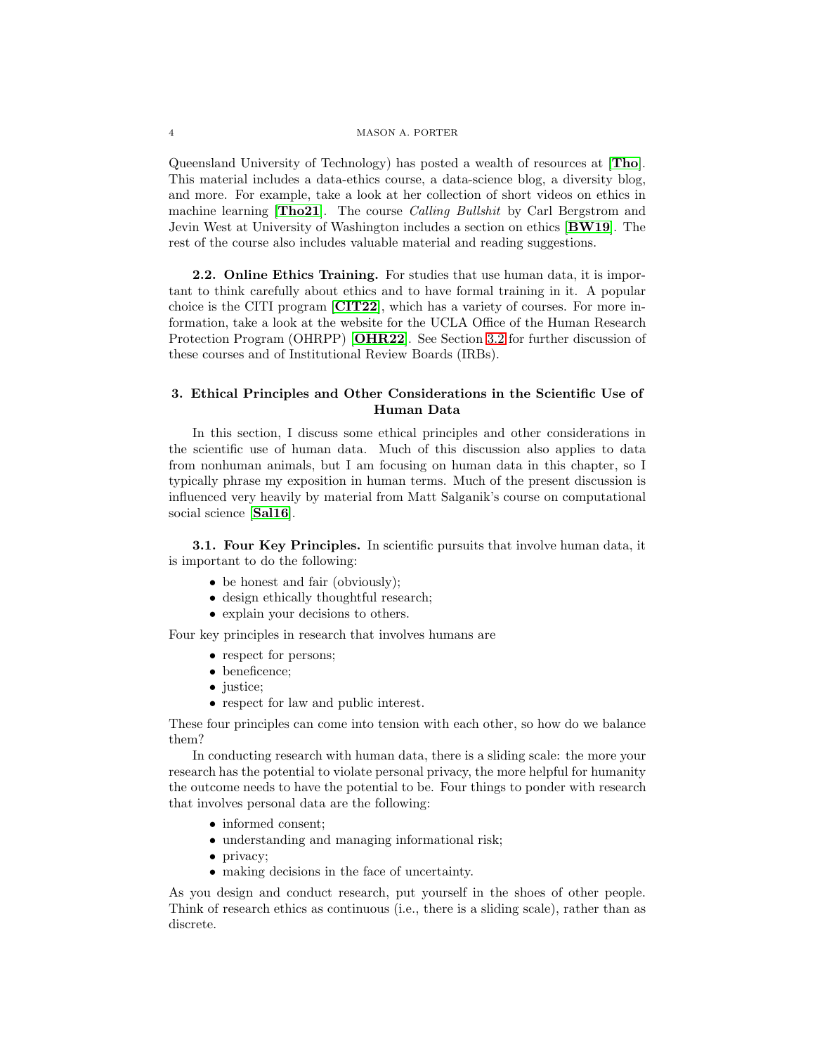Queensland University of Technology) has posted a wealth of resources at [**Tho**]. This material includes a data-ethics course, a data-science blog, a diversity blog, and more. For example, take a look at her collection of short videos on ethics in machine learning [**Tho21**]. The course *Calling Bullshit* by Carl Bergstrom and Jevin West at University of Washington includes a section on ethics [**BW19**]. The rest of the course also includes valuable material and reading suggestions.

**2.2. Online Ethics Training.** For studies that use human data, it is important to think carefully about ethics and to have formal training in it. A popular choice is the CITI program [**CIT22**], which has a variety of courses. For more information, take a look at the website for the UCLA Office of the Human Research Protection Program (OHRPP) [**OHR22**]. See Section 3.2 for further discussion of these courses and of Institutional Review Boards (IRBs).

## 3. Ethical Principles and Other Considerations in the Scientific Use of Human Data

In this section, I discuss some ethical principles and other considerations in the scientific use of human data. Much of this discussion also applies to data from nonhuman animals, but I am focusing on human data in this chapter, so I typically phrase my exposition in human terms. Much of the present discussion is influenced very heavily by material from Matt Salganik's course on computational social science [**Sal16**].

**3.1. Four Key Principles.** In scientific pursuits that involve human data, it is important to do the following:

- be honest and fair (obviously);
- design ethically thoughtful research;
- explain your decisions to others.

Four key principles in research that involves humans are

- respect for persons;
- beneficence;
- justice;
- respect for law and public interest.

These four principles can come into tension with each other, so how do we balance them?

In conducting research with human data, there is a sliding scale: the more your research has the potential to violate personal privacy, the more helpful for humanity the outcome needs to have the potential to be. Four things to ponder with research that involves personal data are the following:

- informed consent;
- understanding and managing informational risk;
- privacy;
- making decisions in the face of uncertainty.

As you design and conduct research, put yourself in the shoes of other people. Think of research ethics as continuous (i.e., there is a sliding scale), rather than as discrete.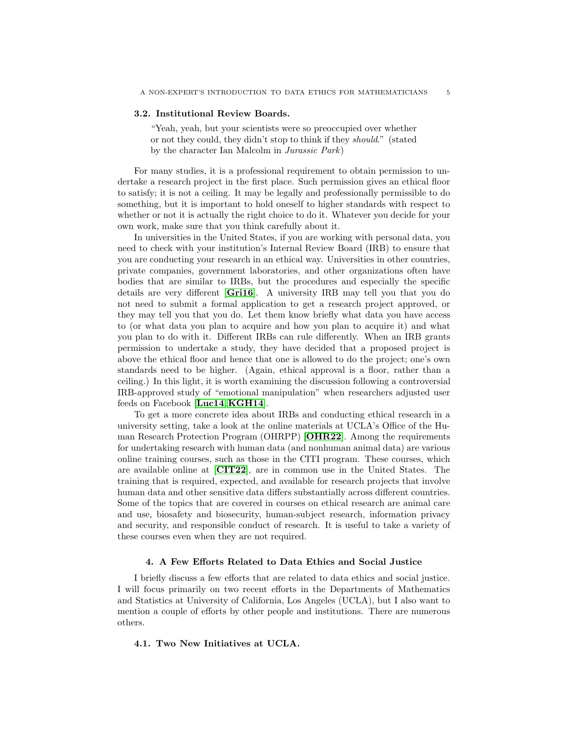### 3.2. Institutional Review Boards.

> "Yeah, yeah, but your scientists were so preoccupied over whether or not they could, they didn't stop to think if they *should*." (stated by the character Ian Malcolm in *Jurassic Park*)

For many studies, it is a professional requirement to obtain permission to undertake a research project in the first place. Such permission gives an ethical floor to satisfy; it is not a ceiling. It may be legally and professionally permissible to do something, but it is important to hold oneself to higher standards with respect to whether or not it is actually the right choice to do it. Whatever you decide for your own work, make sure that you think carefully about it.

In universities in the United States, if you are working with personal data, you need to check with your institution's Institutional Review Board (IRB) to ensure that you are conducting your research in an ethical way. Universities in other countries, private companies, government laboratories, and other organizations often have bodies that are similar to IRBs, but the procedures and especially the specific details are very different [**Gri16**]. A university IRB may tell you that you do not need to submit a formal application to get a research project approved, or they may tell you that you do. Let them know briefly what data you have access to (or what data you plan to acquire and how you plan to acquire it) and what you plan to do with it. Different IRBs can rule differently. When an IRB grants permission to undertake a study, they have decided that a proposed project is above the ethical floor and hence that one is allowed to do the project; one's own standards need to be higher. (Again, ethical approval is a floor, rather than a ceiling.) In this light, it is worth examining the discussion following a controversial IRB-approved study of "emotional manipulation" when researchers adjusted user feeds on Facebook [**Luc14**, **KGH14**].

To get a more concrete idea about IRBs and conducting ethical research in a university setting, take a look at the online materials at UCLA's Office of the Human Research Protection Program (OHRPP) [**OHR22**]. Among the requirements for undertaking research with human data (and nonhuman animal data) are various online training courses, such as those in the CITI program. These courses, which are available online at [**CIT22**], are in common use in the United States. The training that is required, expected, and available for research projects that involve human data and other sensitive data differs substantially across different countries. Some of the topics that are covered in courses on ethical research are animal care and use, biosafety and biosecurity, human-subject research, information privacy and security, and responsible conduct of research. It is useful to take a variety of these courses even when they are not required.

## 4. A Few Efforts Related to Data Ethics and Social Justice

I briefly discuss a few efforts that are related to data ethics and social justice. I will focus primarily on two recent efforts in the Departments of Mathematics and Statistics at University of California, Los Angeles (UCLA), but I also want to mention a couple of efforts by other people and institutions. There are numerous others.

### 4.1. Two New Initiatives at UCLA.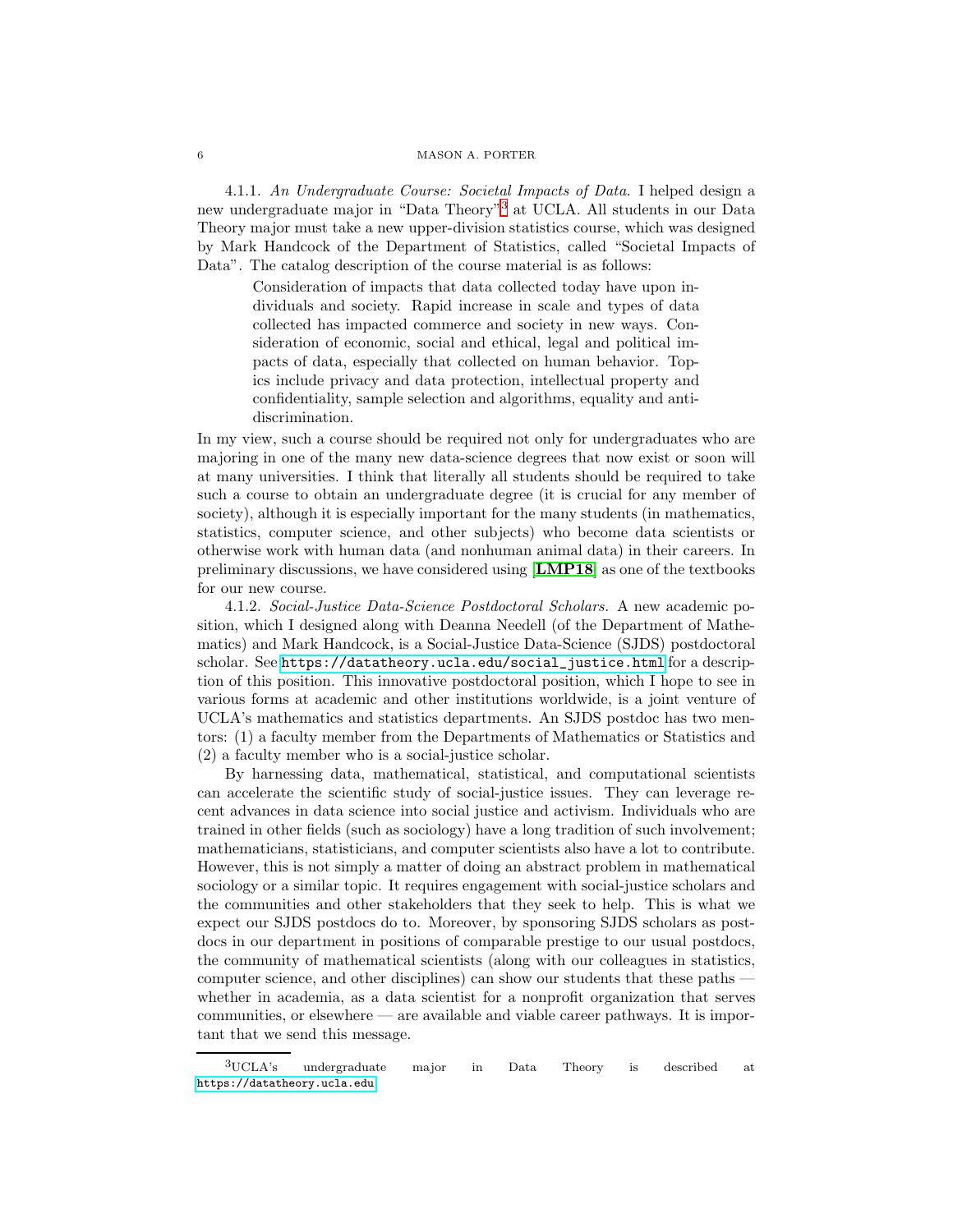4.1.1. *An Undergraduate Course: Societal Impacts of Data.* I helped design a new undergraduate major in "Data Theory"[3] at UCLA. All students in our Data Theory major must take a new upper-division statistics course, which was designed by Mark Handcock of the Department of Statistics, called "Societal Impacts of Data". The catalog description of the course material is as follows:

> Consideration of impacts that data collected today have upon individuals and society. Rapid increase in scale and types of data collected has impacted commerce and society in new ways. Consideration of economic, social and ethical, legal and political impacts of data, especially that collected on human behavior. Topics include privacy and data protection, intellectual property and confidentiality, sample selection and algorithms, equality and anti-discrimination.

In my view, such a course should be required not only for undergraduates who are majoring in one of the many new data-science degrees that now exist or soon will at many universities. I think that literally all students should be required to take such a course to obtain an undergraduate degree (it is crucial for any member of society), although it is especially important for the many students (in mathematics, statistics, computer science, and other subjects) who become data scientists or otherwise work with human data (and nonhuman animal data) in their careers. In preliminary discussions, we have considered using [**LMP18**] as one of the textbooks for our new course.

4.1.2. *Social-Justice Data-Science Postdoctoral Scholars.* A new academic position, which I designed along with Deanna Needell (of the Department of Mathematics) and Mark Handcock, is a Social-Justice Data-Science (SJDS) postdoctoral scholar. See `https://datatheory.ucla.edu/social_justice.html` for a description of this position. This innovative postdoctoral position, which I hope to see in various forms at academic and other institutions worldwide, is a joint venture of UCLA's mathematics and statistics departments. An SJDS postdoc has two mentors: (1) a faculty member from the Departments of Mathematics or Statistics and (2) a faculty member who is a social-justice scholar.

By harnessing data, mathematical, statistical, and computational scientists can accelerate the scientific study of social-justice issues. They can leverage recent advances in data science into social justice and activism. Individuals who are trained in other fields (such as sociology) have a long tradition of such involvement; mathematicians, statisticians, and computer scientists also have a lot to contribute. However, this is not simply a matter of doing an abstract problem in mathematical sociology or a similar topic. It requires engagement with social-justice scholars and the communities and other stakeholders that they seek to help. This is what we expect our SJDS postdocs do to. Moreover, by sponsoring SJDS scholars as postdocs in our department in positions of comparable prestige to our usual postdocs, the community of mathematical scientists (along with our colleagues in statistics, computer science, and other disciplines) can show our students that these paths — whether in academia, as a data scientist for a nonprofit organization that serves communities, or elsewhere — are available and viable career pathways. It is important that we send this message.

[3] UCLA's undergraduate major in Data Theory is described at `https://datatheory.ucla.edu`.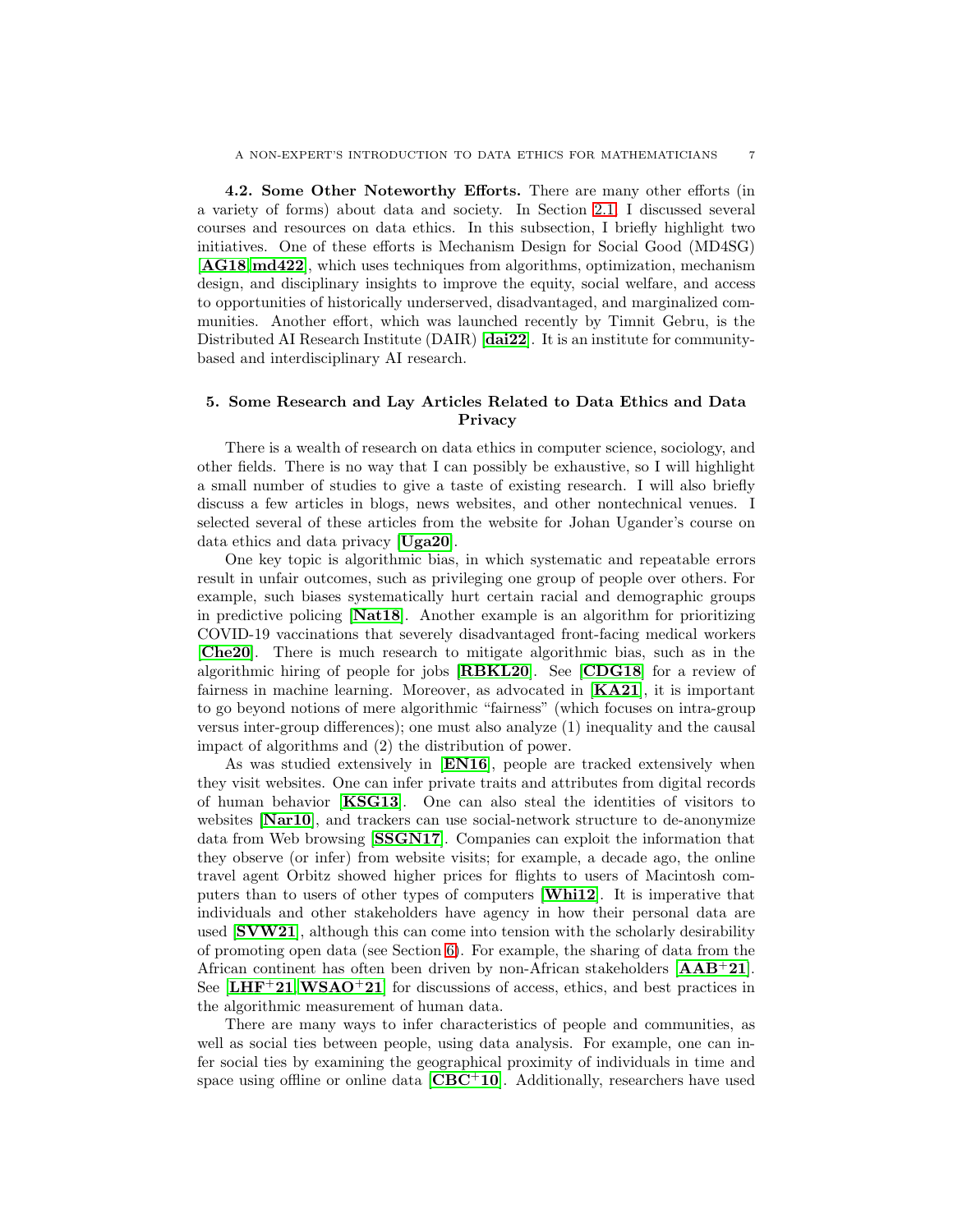**4.2. Some Other Noteworthy Efforts.** There are many other efforts (in a variety of forms) about data and society. In Section 2.1, I discussed several courses and resources on data ethics. In this subsection, I briefly highlight two initiatives. One of these efforts is Mechanism Design for Social Good (MD4SG) [**AG18**, **md422**], which uses techniques from algorithms, optimization, mechanism design, and disciplinary insights to improve the equity, social welfare, and access to opportunities of historically underserved, disadvantaged, and marginalized communities. Another effort, which was launched recently by Timnit Gebru, is the Distributed AI Research Institute (DAIR) [**dai22**]. It is an institute for community-based and interdisciplinary AI research.

## 5. Some Research and Lay Articles Related to Data Ethics and Data Privacy

There is a wealth of research on data ethics in computer science, sociology, and other fields. There is no way that I can possibly be exhaustive, so I will highlight a small number of studies to give a taste of existing research. I will also briefly discuss a few articles in blogs, news websites, and other nontechnical venues. I selected several of these articles from the website for Johan Ugander's course on data ethics and data privacy [**Uga20**].

One key topic is algorithmic bias, in which systematic and repeatable errors result in unfair outcomes, such as privileging one group of people over others. For example, such biases systematically hurt certain racial and demographic groups in predictive policing [**Nat18**]. Another example is an algorithm for prioritizing COVID-19 vaccinations that severely disadvantaged front-facing medical workers [**Che20**]. There is much research to mitigate algorithmic bias, such as in the algorithmic hiring of people for jobs [**RBKL20**]. See [**CDG18**] for a review of fairness in machine learning. Moreover, as advocated in [**KA21**], it is important to go beyond notions of mere algorithmic "fairness" (which focuses on intra-group versus inter-group differences); one must also analyze (1) inequality and the causal impact of algorithms and (2) the distribution of power.

As was studied extensively in [**EN16**], people are tracked extensively when they visit websites. One can infer private traits and attributes from digital records of human behavior [**KSG13**]. One can also steal the identities of visitors to websites [**Nar10**], and trackers can use social-network structure to de-anonymize data from Web browsing [**SSGN17**]. Companies can exploit the information that they observe (or infer) from website visits; for example, a decade ago, the online travel agent Orbitz showed higher prices for flights to users of Macintosh computers than to users of other types of computers [**Whi12**]. It is imperative that individuals and other stakeholders have agency in how their personal data are used [**SVW21**], although this can come into tension with the scholarly desirability of promoting open data (see Section 6). For example, the sharing of data from the African continent has often been driven by non-African stakeholders [**AAB+21**]. See [**LHF+21**, **WSAO+21**] for discussions of access, ethics, and best practices in the algorithmic measurement of human data.

There are many ways to infer characteristics of people and communities, as well as social ties between people, using data analysis. For example, one can infer social ties by examining the geographical proximity of individuals in time and space using offline or online data [**CBC+10**]. Additionally, researchers have used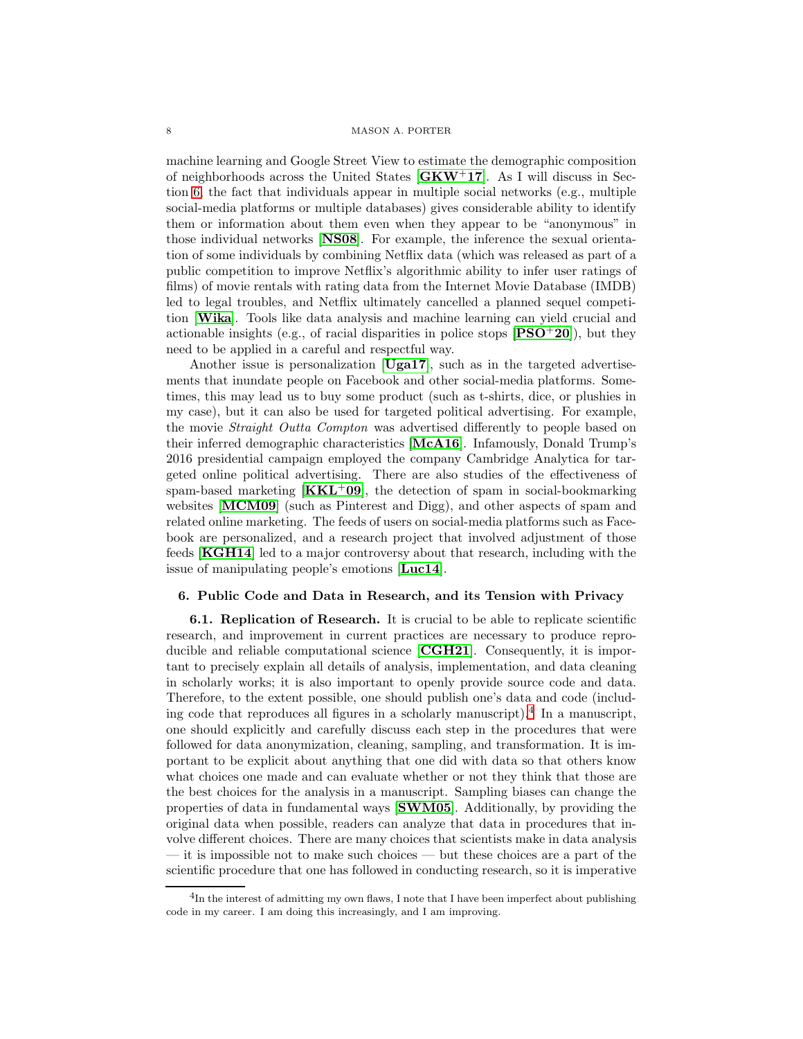machine learning and Google Street View to estimate the demographic composition of neighborhoods across the United States [**GKW+17**]. As I will discuss in Section 6, the fact that individuals appear in multiple social networks (e.g., multiple social-media platforms or multiple databases) gives considerable ability to identify them or information about them even when they appear to be "anonymous" in those individual networks [**NS08**]. For example, the inference the sexual orientation of some individuals by combining Netflix data (which was released as part of a public competition to improve Netflix's algorithmic ability to infer user ratings of films) of movie rentals with rating data from the Internet Movie Database (IMDB) led to legal troubles, and Netflix ultimately cancelled a planned sequel competition [**Wika**]. Tools like data analysis and machine learning can yield crucial and actionable insights (e.g., of racial disparities in police stops [**PSO+20**]), but they need to be applied in a careful and respectful way.

Another issue is personalization [**Uga17**], such as in the targeted advertisements that inundate people on Facebook and other social-media platforms. Sometimes, this may lead us to buy some product (such as t-shirts, dice, or plushies in my case), but it can also be used for targeted political advertising. For example, the movie *Straight Outta Compton* was advertised differently to people based on their inferred demographic characteristics [**McA16**]. Infamously, Donald Trump's 2016 presidential campaign employed the company Cambridge Analytica for targeted online political advertising. There are also studies of the effectiveness of spam-based marketing [**KKL+09**], the detection of spam in social-bookmarking websites [**MCM09**] (such as Pinterest and Digg), and other aspects of spam and related online marketing. The feeds of users on social-media platforms such as Facebook are personalized, and a research project that involved adjustment of those feeds [**KGH14**] led to a major controversy about that research, including with the issue of manipulating people's emotions [**Luc14**].

## 6. Public Code and Data in Research, and its Tension with Privacy

**6.1. Replication of Research.** It is crucial to be able to replicate scientific research, and improvement in current practices are necessary to produce reproducible and reliable computational science [**CGH21**]. Consequently, it is important to precisely explain all details of analysis, implementation, and data cleaning in scholarly works; it is also important to openly provide source code and data. Therefore, to the extent possible, one should publish one's data and code (including code that reproduces all figures in a scholarly manuscript).[4] In a manuscript, one should explicitly and carefully discuss each step in the procedures that were followed for data anonymization, cleaning, sampling, and transformation. It is important to be explicit about anything that one did with data so that others know what choices one made and can evaluate whether or not they think that those are the best choices for the analysis in a manuscript. Sampling biases can change the properties of data in fundamental ways [**SWM05**]. Additionally, by providing the original data when possible, readers can analyze that data in procedures that involve different choices. There are many choices that scientists make in data analysis — it is impossible not to make such choices — but these choices are a part of the scientific procedure that one has followed in conducting research, so it is imperative

[4] In the interest of admitting my own flaws, I note that I have been imperfect about publishing code in my career. I am doing this increasingly, and I am improving.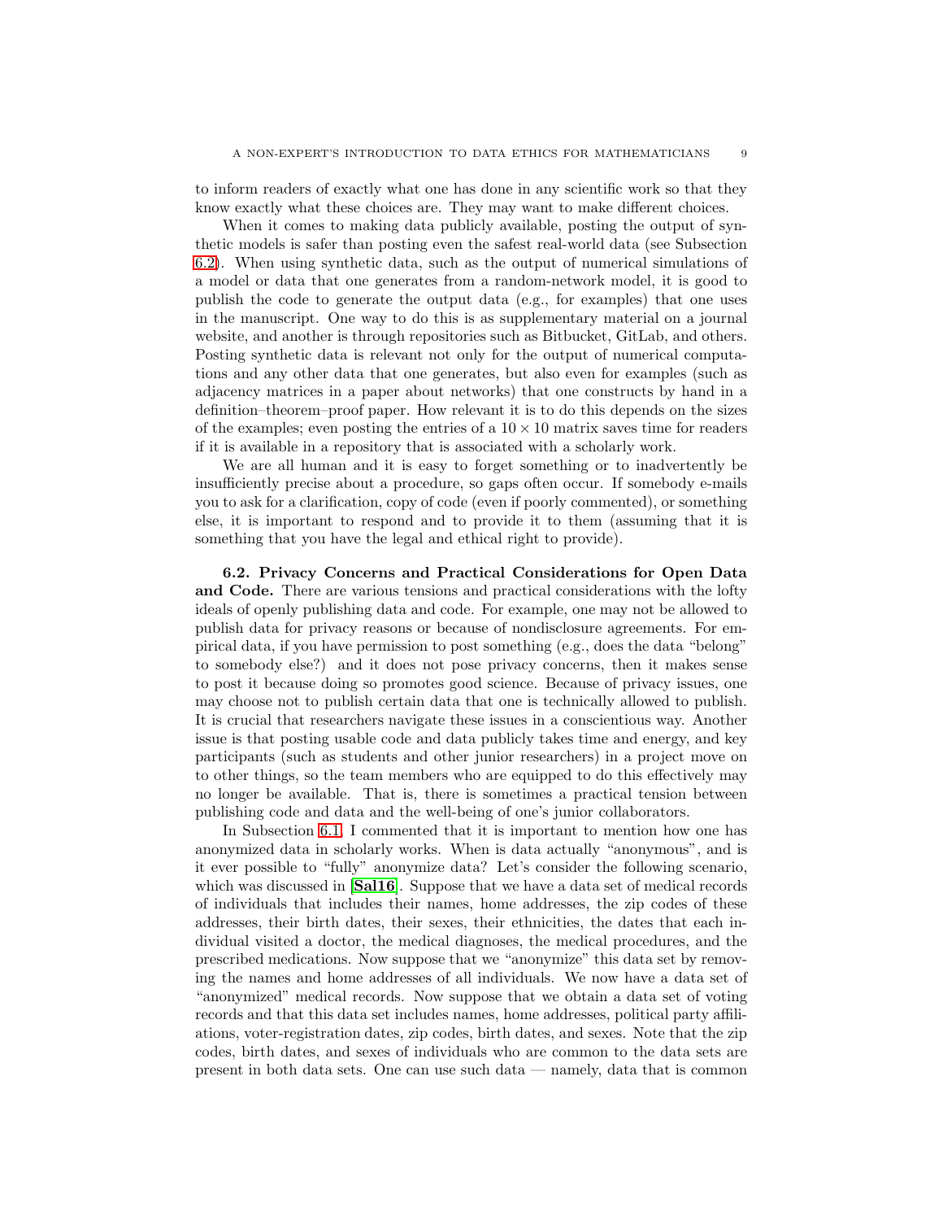to inform readers of exactly what one has done in any scientific work so that they know exactly what these choices are. They may want to make different choices.

When it comes to making data publicly available, posting the output of synthetic models is safer than posting even the safest real-world data (see Subsection 6.2). When using synthetic data, such as the output of numerical simulations of a model or data that one generates from a random-network model, it is good to publish the code to generate the output data (e.g., for examples) that one uses in the manuscript. One way to do this is as supplementary material on a journal website, and another is through repositories such as Bitbucket, GitLab, and others. Posting synthetic data is relevant not only for the output of numerical computations and any other data that one generates, but also even for examples (such as adjacency matrices in a paper about networks) that one constructs by hand in a definition–theorem–proof paper. How relevant it is to do this depends on the sizes of the examples; even posting the entries of a $10 \times 10$ matrix saves time for readers if it is available in a repository that is associated with a scholarly work.

We are all human and it is easy to forget something or to inadvertently be insufficiently precise about a procedure, so gaps often occur. If somebody e-mails you to ask for a clarification, copy of code (even if poorly commented), or something else, it is important to respond and to provide it to them (assuming that it is something that you have the legal and ethical right to provide).

**6.2. Privacy Concerns and Practical Considerations for Open Data and Code.** There are various tensions and practical considerations with the lofty ideals of openly publishing data and code. For example, one may not be allowed to publish data for privacy reasons or because of nondisclosure agreements. For empirical data, if you have permission to post something (e.g., does the data "belong" to somebody else?) and it does not pose privacy concerns, then it makes sense to post it because doing so promotes good science. Because of privacy issues, one may choose not to publish certain data that one is technically allowed to publish. It is crucial that researchers navigate these issues in a conscientious way. Another issue is that posting usable code and data publicly takes time and energy, and key participants (such as students and other junior researchers) in a project move on to other things, so the team members who are equipped to do this effectively may no longer be available. That is, there is sometimes a practical tension between publishing code and data and the well-being of one's junior collaborators.

In Subsection 6.1, I commented that it is important to mention how one has anonymized data in scholarly works. When is data actually "anonymous", and is it ever possible to "fully" anonymize data? Let's consider the following scenario, which was discussed in [**Sal16**]. Suppose that we have a data set of medical records of individuals that includes their names, home addresses, the zip codes of these addresses, their birth dates, their sexes, their ethnicities, the dates that each individual visited a doctor, the medical diagnoses, the medical procedures, and the prescribed medications. Now suppose that we "anonymize" this data set by removing the names and home addresses of all individuals. We now have a data set of "anonymized" medical records. Now suppose that we obtain a data set of voting records and that this data set includes names, home addresses, political party affiliations, voter-registration dates, zip codes, birth dates, and sexes. Note that the zip codes, birth dates, and sexes of individuals who are common to the data sets are present in both data sets. One can use such data — namely, data that is common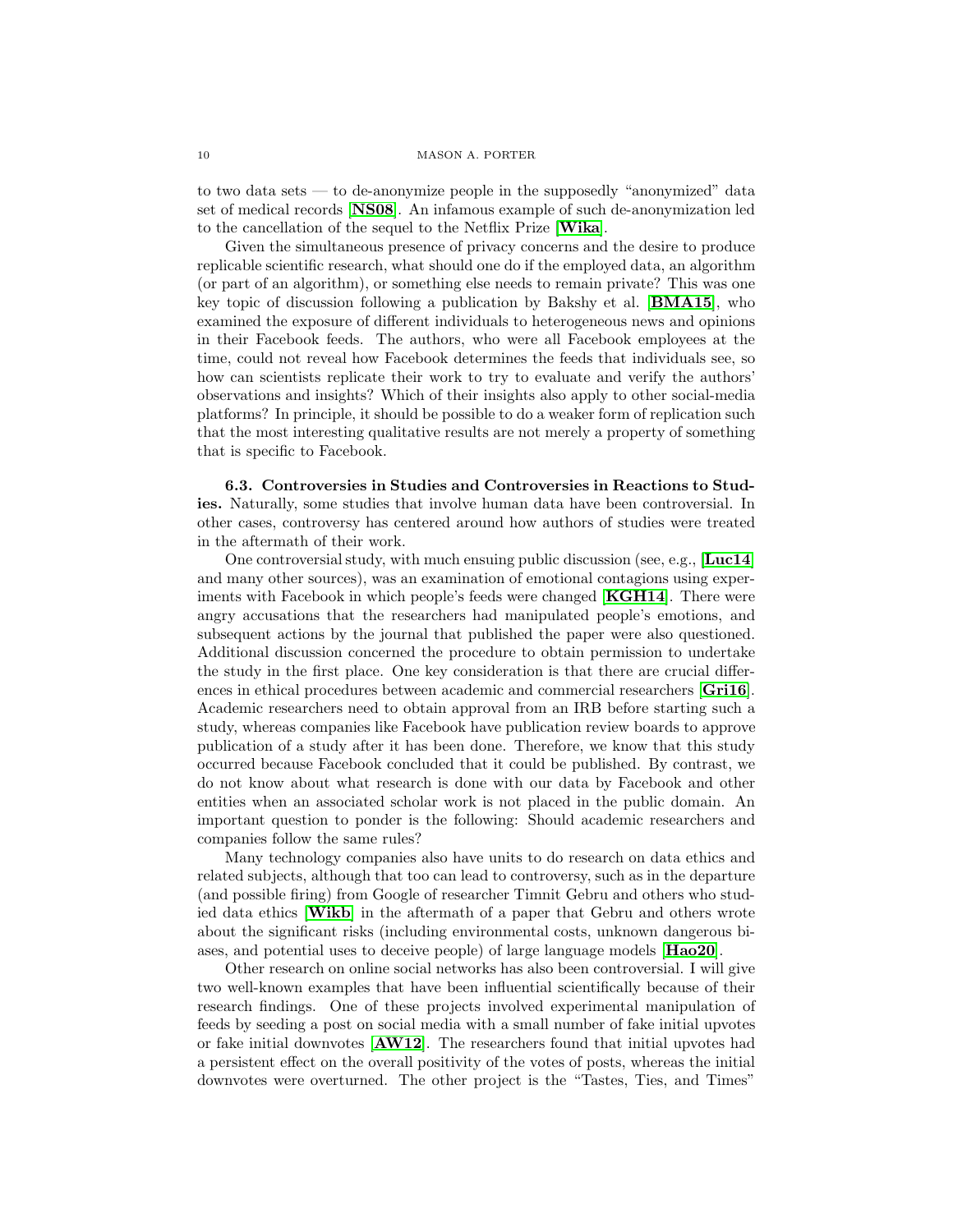to two data sets — to de-anonymize people in the supposedly "anonymized" data set of medical records [**NS08**]. An infamous example of such de-anonymization led to the cancellation of the sequel to the Netflix Prize [**Wika**].

Given the simultaneous presence of privacy concerns and the desire to produce replicable scientific research, what should one do if the employed data, an algorithm (or part of an algorithm), or something else needs to remain private? This was one key topic of discussion following a publication by Bakshy et al. [**BMA15**], who examined the exposure of different individuals to heterogeneous news and opinions in their Facebook feeds. The authors, who were all Facebook employees at the time, could not reveal how Facebook determines the feeds that individuals see, so how can scientists replicate their work to try to evaluate and verify the authors' observations and insights? Which of their insights also apply to other social-media platforms? In principle, it should be possible to do a weaker form of replication such that the most interesting qualitative results are not merely a property of something that is specific to Facebook.

**6.3. Controversies in Studies and Controversies in Reactions to Studies.** Naturally, some studies that involve human data have been controversial. In other cases, controversy has centered around how authors of studies were treated in the aftermath of their work.

One controversial study, with much ensuing public discussion (see, e.g., [**Luc14**] and many other sources), was an examination of emotional contagions using experiments with Facebook in which people's feeds were changed [**KGH14**]. There were angry accusations that the researchers had manipulated people's emotions, and subsequent actions by the journal that published the paper were also questioned. Additional discussion concerned the procedure to obtain permission to undertake the study in the first place. One key consideration is that there are crucial differences in ethical procedures between academic and commercial researchers [**Gri16**]. Academic researchers need to obtain approval from an IRB before starting such a study, whereas companies like Facebook have publication review boards to approve publication of a study after it has been done. Therefore, we know that this study occurred because Facebook concluded that it could be published. By contrast, we do not know about what research is done with our data by Facebook and other entities when an associated scholar work is not placed in the public domain. An important question to ponder is the following: Should academic researchers and companies follow the same rules?

Many technology companies also have units to do research on data ethics and related subjects, although that too can lead to controversy, such as in the departure (and possible firing) from Google of researcher Timnit Gebru and others who studied data ethics [**Wikb**] in the aftermath of a paper that Gebru and others wrote about the significant risks (including environmental costs, unknown dangerous biases, and potential uses to deceive people) of large language models [**Hao20**].

Other research on online social networks has also been controversial. I will give two well-known examples that have been influential scientifically because of their research findings. One of these projects involved experimental manipulation of feeds by seeding a post on social media with a small number of fake initial upvotes or fake initial downvotes [**AW12**]. The researchers found that initial upvotes had a persistent effect on the overall positivity of the votes of posts, whereas the initial downvotes were overturned. The other project is the "Tastes, Ties, and Times"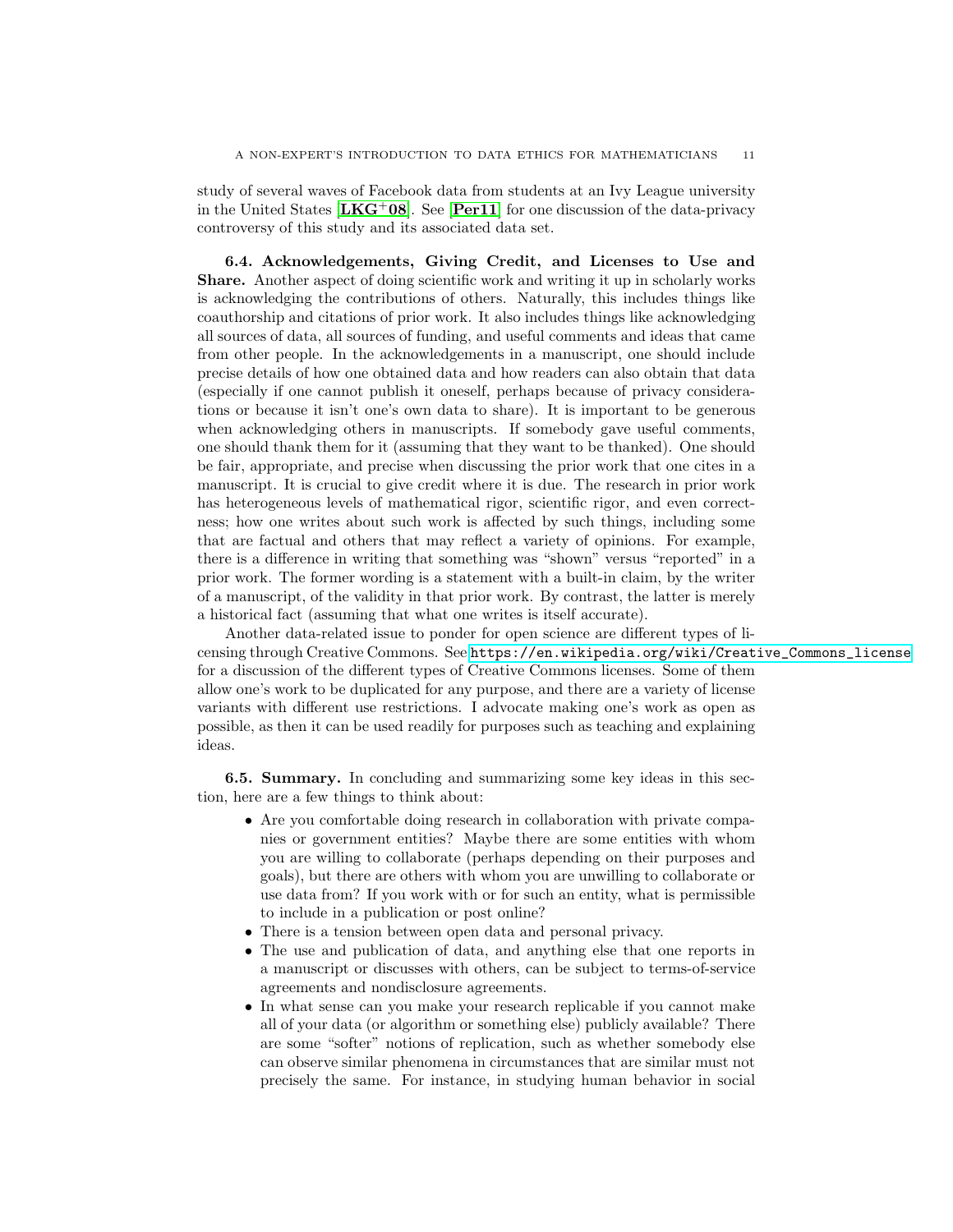study of several waves of Facebook data from students at an Ivy League university in the United States [**LKG⁺08**]. See [**Per11**] for one discussion of the data-privacy controversy of this study and its associated data set.

**6.4. Acknowledgements, Giving Credit, and Licenses to Use and Share.** Another aspect of doing scientific work and writing it up in scholarly works is acknowledging the contributions of others. Naturally, this includes things like coauthorship and citations of prior work. It also includes things like acknowledging all sources of data, all sources of funding, and useful comments and ideas that came from other people. In the acknowledgements in a manuscript, one should include precise details of how one obtained data and how readers can also obtain that data (especially if one cannot publish it oneself, perhaps because of privacy considerations or because it isn't one's own data to share). It is important to be generous when acknowledging others in manuscripts. If somebody gave useful comments, one should thank them for it (assuming that they want to be thanked). One should be fair, appropriate, and precise when discussing the prior work that one cites in a manuscript. It is crucial to give credit where it is due. The research in prior work has heterogeneous levels of mathematical rigor, scientific rigor, and even correctness; how one writes about such work is affected by such things, including some that are factual and others that may reflect a variety of opinions. For example, there is a difference in writing that something was "shown" versus "reported" in a prior work. The former wording is a statement with a built-in claim, by the writer of a manuscript, of the validity in that prior work. By contrast, the latter is merely a historical fact (assuming that what one writes is itself accurate).

Another data-related issue to ponder for open science are different types of licensing through Creative Commons. See `https://en.wikipedia.org/wiki/Creative_Commons_license` for a discussion of the different types of Creative Commons licenses. Some of them allow one's work to be duplicated for any purpose, and there are a variety of license variants with different use restrictions. I advocate making one's work as open as possible, as then it can be used readily for purposes such as teaching and explaining ideas.

**6.5. Summary.** In concluding and summarizing some key ideas in this section, here are a few things to think about:

- Are you comfortable doing research in collaboration with private companies or government entities? Maybe there are some entities with whom you are willing to collaborate (perhaps depending on their purposes and goals), but there are others with whom you are unwilling to collaborate or use data from? If you work with or for such an entity, what is permissible to include in a publication or post online?
- There is a tension between open data and personal privacy.
- The use and publication of data, and anything else that one reports in a manuscript or discusses with others, can be subject to terms-of-service agreements and nondisclosure agreements.
- In what sense can you make your research replicable if you cannot make all of your data (or algorithm or something else) publicly available? There are some "softer" notions of replication, such as whether somebody else can observe similar phenomena in circumstances that are similar must not precisely the same. For instance, in studying human behavior in social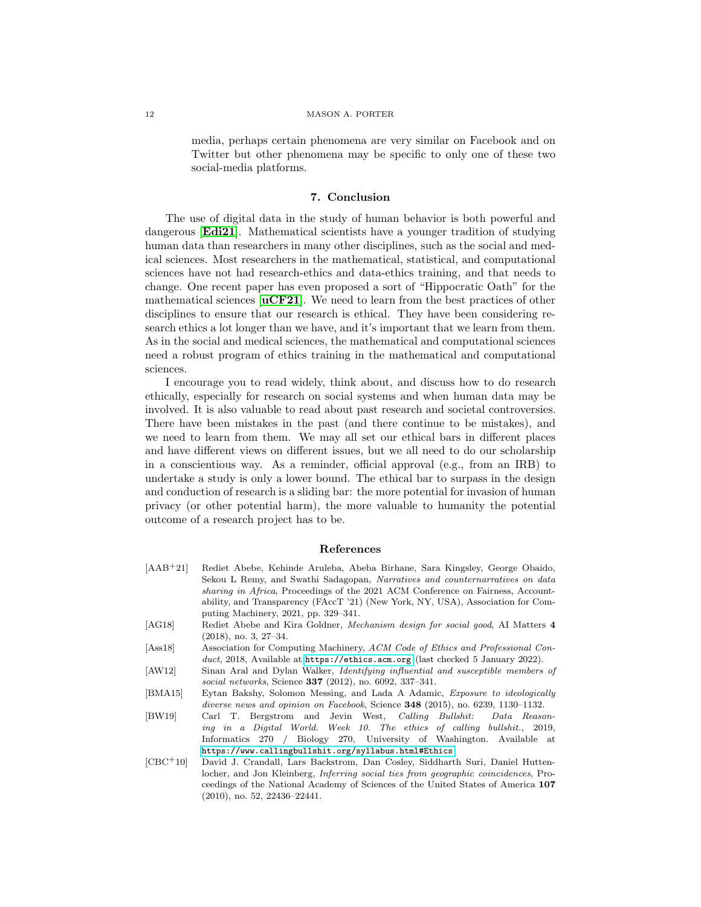media, perhaps certain phenomena are very similar on Facebook and on Twitter but other phenomena may be specific to only one of these two social-media platforms.

## 7. Conclusion

The use of digital data in the study of human behavior is both powerful and dangerous [**Edi21**]. Mathematical scientists have a younger tradition of studying human data than researchers in many other disciplines, such as the social and medical sciences. Most researchers in the mathematical, statistical, and computational sciences have not had research-ethics and data-ethics training, and that needs to change. One recent paper has even proposed a sort of "Hippocratic Oath" for the mathematical sciences [**uCF21**]. We need to learn from the best practices of other disciplines to ensure that our research is ethical. They have been considering research ethics a lot longer than we have, and it's important that we learn from them. As in the social and medical sciences, the mathematical and computational sciences need a robust program of ethics training in the mathematical and computational sciences.

I encourage you to read widely, think about, and discuss how to do research ethically, especially for research on social systems and when human data may be involved. It is also valuable to read about past research and societal controversies. There have been mistakes in the past (and there continue to be mistakes), and we need to learn from them. We may all set our ethical bars in different places and have different views on different issues, but we all need to do our scholarship in a conscientious way. As a reminder, official approval (e.g., from an IRB) to undertake a study is only a lower bound. The ethical bar to surpass in the design and conduction of research is a sliding bar: the more potential for invasion of human privacy (or other potential harm), the more valuable to humanity the potential outcome of a research project has to be.

## References

[AAB+21] Rediet Abebe, Kehinde Aruleba, Abeba Birhane, Sara Kingsley, George Obaido, Sekou L Remy, and Swathi Sadagopan, *Narratives and counternarratives on data sharing in Africa*, Proceedings of the 2021 ACM Conference on Fairness, Accountability, and Transparency (FAccT '21) (New York, NY, USA), Association for Computing Machinery, 2021, pp. 329–341.

[AG18] Rediet Abebe and Kira Goldner, *Mechanism design for social good*, AI Matters **4** (2018), no. 3, 27–34.

[Ass18] Association for Computing Machinery, *ACM Code of Ethics and Professional Conduct*, 2018, Available at https://ethics.acm.org (last checked 5 January 2022).

[AW12] Sinan Aral and Dylan Walker, *Identifying influential and susceptible members of social networks*, Science **337** (2012), no. 6092, 337–341.

[BMA15] Eytan Bakshy, Solomon Messing, and Lada A Adamic, *Exposure to ideologically diverse news and opinion on Facebook*, Science **348** (2015), no. 6239, 1130–1132.

[BW19] Carl T. Bergstrom and Jevin West, *Calling Bullshit: Data Reasoning in a Digital World. Week 10. The ethics of calling bullshit.*, 2019, Informatics 270 / Biology 270, University of Washington. Available at https://www.callingbullshit.org/syllabus.html#Ethics.

[CBC+10] David J. Crandall, Lars Backstrom, Dan Cosley, Siddharth Suri, Daniel Huttenlocher, and Jon Kleinberg, *Inferring social ties from geographic coincidences*, Proceedings of the National Academy of Sciences of the United States of America **107** (2010), no. 52, 22436–22441.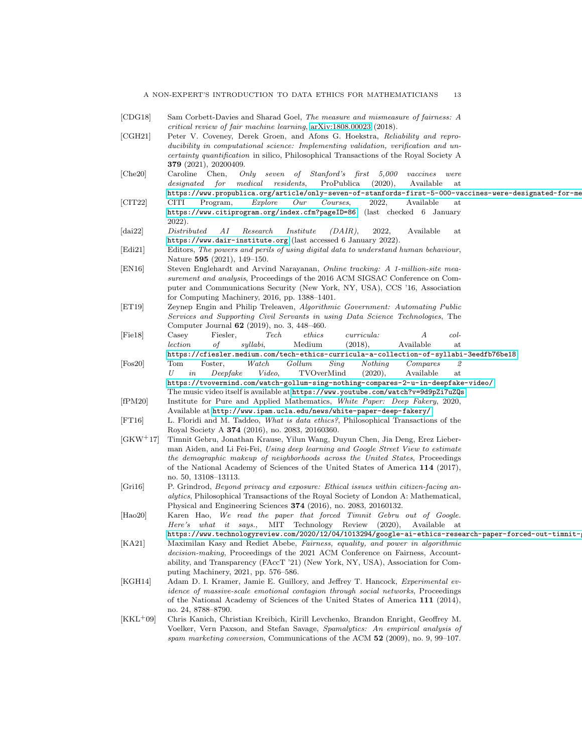[CDG18] Sam Corbett-Davies and Sharad Goel, *The measure and mismeasure of fairness: A critical review of fair machine learning*, arXiv:1808.00023 (2018).

[CGH21] Peter V. Coveney, Derek Groen, and Afons G. Hoekstra, *Reliability and reproducibility in computational science: Implementing validation, verification and uncertainty quantification* in silico, Philosophical Transactions of the Royal Society A **379** (2021), 20200409.

[Che20] Caroline Chen, *Only seven of Stanford's first 5,000 vaccines were designated for medical residents*, ProPublica (2020), Available at https://www.propublica.org/article/only-seven-of-stanfords-first-5-000-vaccines-were-designated-for-me

[CIT22] CITI Program, *Explore Our Courses*, 2022, Available at https://www.citiprogram.org/index.cfm?pageID=86 (last checked 6 January 2022).

[dai22] *Distributed AI Research Institute (DAIR)*, 2022, Available at https://www.dair-institute.org (last accessed 6 January 2022).

[Edi21] Editors, *The powers and perils of using digital data to understand human behaviour*, Nature **595** (2021), 149–150.

[EN16] Steven Englehardt and Arvind Narayanan, *Online tracking: A 1-million-site measurement and analysis*, Proceedings of the 2016 ACM SIGSAC Conference on Computer and Communications Security (New York, NY, USA), CCS '16, Association for Computing Machinery, 2016, pp. 1388–1401.

[ET19] Zeynep Engin and Philip Treleaven, *Algorithmic Government: Automating Public Services and Supporting Civil Servants in using Data Science Technologies*, The Computer Journal **62** (2019), no. 3, 448–460.

[Fie18] Casey Fiesler, *Tech ethics curricula: A collection of syllabi*, Medium (2018), Available at https://cfiesler.medium.com/tech-ethics-curricula-a-collection-of-syllabi-3eedfb76be18

[Fos20] Tom Foster, *Watch Gollum Sing Nothing Compares 2 U in Deepfake Video*, TVOverMind (2020), Available at https://tvovermind.com/watch-gollum-sing-nothing-compares-2-u-in-deepfake-video/ The music video itself is available at https://www.youtube.com/watch?v=9d9pZi7uZQs

[fPM20] Institute for Pure and Applied Mathematics, *White Paper: Deep Fakery*, 2020, Available at http://www.ipam.ucla.edu/news/white-paper-deep-fakery/

[FT16] L. Floridi and M. Taddeo, *What is data ethics?*, Philosophical Transactions of the Royal Society A **374** (2016), no. 2083, 20160360.

[GKW+17] Timnit Gebru, Jonathan Krause, Yilun Wang, Duyun Chen, Jia Deng, Erez Lieberman Aiden, and Li Fei-Fei, *Using deep learning and Google Street View to estimate the demographic makeup of neighborhoods across the United States*, Proceedings of the National Academy of Sciences of the United States of America **114** (2017), no. 50, 13108–13113.

[Gri16] P. Grindrod, *Beyond privacy and exposure: Ethical issues within citizen-facing analytics*, Philosophical Transactions of the Royal Society of London A: Mathematical, Physical and Engineering Sciences **374** (2016), no. 2083, 20160132.

[Hao20] Karen Hao, *We read the paper that forced Timnit Gebru out of Google. Here's what it says.*, MIT Technology Review (2020), Available at https://www.technologyreview.com/2020/12/04/1013294/google-ai-ethics-research-paper-forced-out-timnit-

[KA21] Maximilan Kasy and Rediet Abebe, *Fairness, equality, and power in algorithmic decision-making*, Proceedings of the 2021 ACM Conference on Fairness, Accountability, and Transparency (FAccT '21) (New York, NY, USA), Association for Computing Machinery, 2021, pp. 576–586.

[KGH14] Adam D. I. Kramer, Jamie E. Guillory, and Jeffrey T. Hancock, *Experimental evidence of massive-scale emotional contagion through social networks*, Proceedings of the National Academy of Sciences of the United States of America **111** (2014), no. 24, 8788–8790.

[KKL+09] Chris Kanich, Christian Kreibich, Kirill Levchenko, Brandon Enright, Geoffrey M. Voelker, Vern Paxson, and Stefan Savage, *Spamalytics: An empirical analysis of spam marketing conversion*, Communications of the ACM **52** (2009), no. 9, 99–107.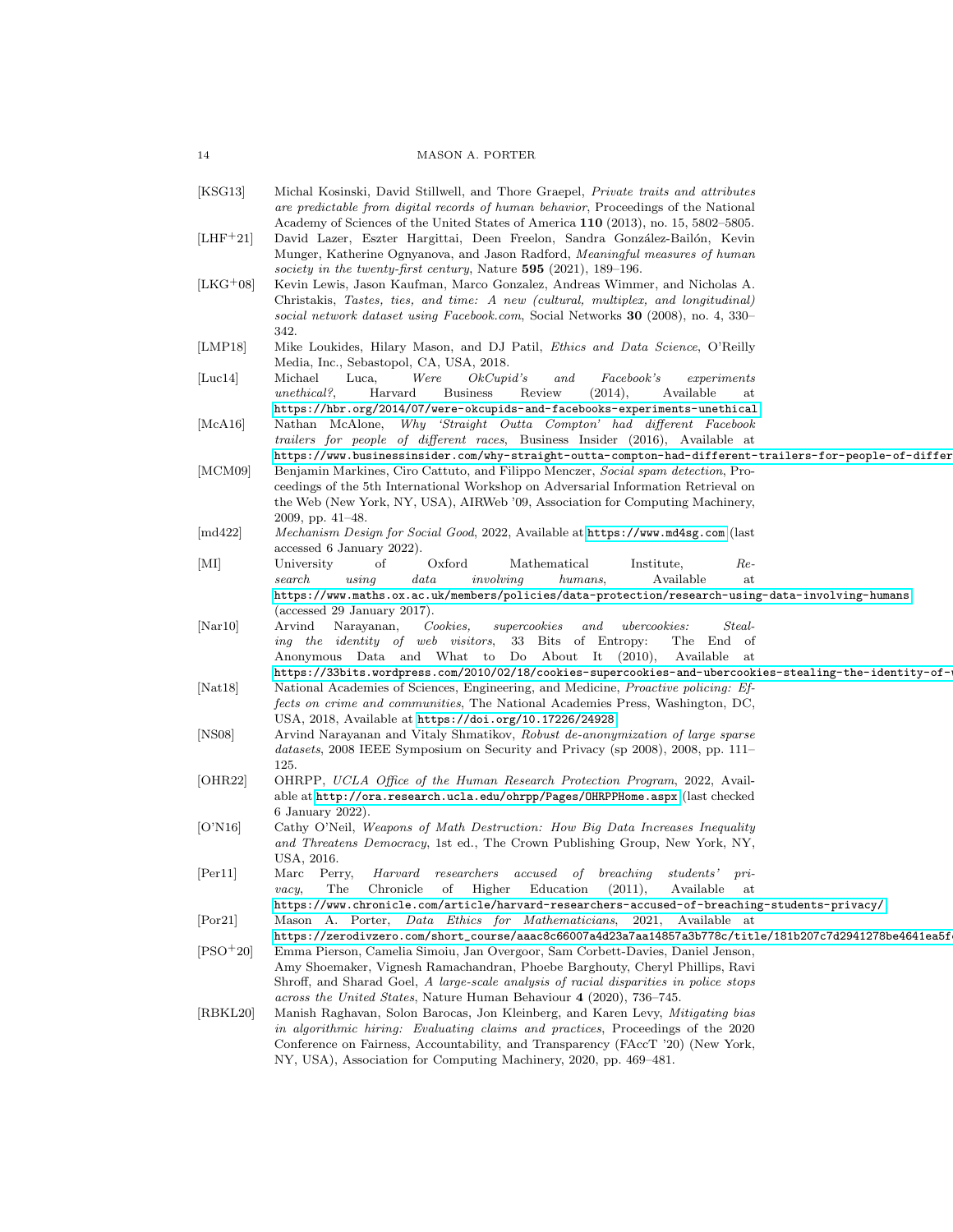[KSG13] Michal Kosinski, David Stillwell, and Thore Graepel, *Private traits and attributes are predictable from digital records of human behavior*, Proceedings of the National Academy of Sciences of the United States of America **110** (2013), no. 15, 5802–5805.

[LHF+21] David Lazer, Eszter Hargittai, Deen Freelon, Sandra González-Bailón, Kevin Munger, Katherine Ognyanova, and Jason Radford, *Meaningful measures of human society in the twenty-first century*, Nature **595** (2021), 189–196.

[LKG+08] Kevin Lewis, Jason Kaufman, Marco Gonzalez, Andreas Wimmer, and Nicholas A. Christakis, *Tastes, ties, and time: A new (cultural, multiplex, and longitudinal) social network dataset using Facebook.com*, Social Networks **30** (2008), no. 4, 330–342.

[LMP18] Mike Loukides, Hilary Mason, and DJ Patil, *Ethics and Data Science*, O'Reilly Media, Inc., Sebastopol, CA, USA, 2018.

[Luc14] Michael Luca, *Were OkCupid's and Facebook's experiments unethical?*, Harvard Business Review (2014), Available at https://hbr.org/2014/07/were-okcupids-and-facebooks-experiments-unethical.

[McA16] Nathan McAlone, *Why 'Straight Outta Compton' had different Facebook trailers for people of different races*, Business Insider (2016), Available at https://www.businessinsider.com/why-straight-outta-compton-had-different-trailers-for-people-of-differ

[MCM09] Benjamin Markines, Ciro Cattuto, and Filippo Menczer, *Social spam detection*, Proceedings of the 5th International Workshop on Adversarial Information Retrieval on the Web (New York, NY, USA), AIRWeb '09, Association for Computing Machinery, 2009, pp. 41–48.

[md422] *Mechanism Design for Social Good*, 2022, Available at https://www.md4sg.com (last accessed 6 January 2022).

[MI] University of Oxford Mathematical Institute, *Research using data involving humans*, Available at https://www.maths.ox.ac.uk/members/policies/data-protection/research-using-data-involving-humans (accessed 29 January 2017).

[Nar10] Arvind Narayanan, *Cookies, supercookies and ubercookies: Stealing the identity of web visitors*, 33 Bits of Entropy: The End of Anonymous Data and What to Do About It (2010), Available at https://33bits.wordpress.com/2010/02/18/cookies-supercookies-and-ubercookies-stealing-the-identity-of-

[Nat18] National Academies of Sciences, Engineering, and Medicine, *Proactive policing: Effects on crime and communities*, The National Academies Press, Washington, DC, USA, 2018, Available at https://doi.org/10.17226/24928.

[NS08] Arvind Narayanan and Vitaly Shmatikov, *Robust de-anonymization of large sparse datasets*, 2008 IEEE Symposium on Security and Privacy (sp 2008), 2008, pp. 111–125.

[OHR22] OHRPP, *UCLA Office of the Human Research Protection Program*, 2022, Available at http://ora.research.ucla.edu/ohrpp/Pages/OHRPPHome.aspx (last checked 6 January 2022).

[O'N16] Cathy O'Neil, *Weapons of Math Destruction: How Big Data Increases Inequality and Threatens Democracy*, 1st ed., The Crown Publishing Group, New York, NY, USA, 2016.

[Per11] Marc Perry, *Harvard researchers accused of breaching students' privacy*, The Chronicle of Higher Education (2011), Available at https://www.chronicle.com/article/harvard-researchers-accused-of-breaching-students-privacy/.

[Por21] Mason A. Porter, *Data Ethics for Mathematicians*, 2021, Available at https://zerodivzero.com/short_course/aaac66007a4d23a7aa14857a3b778c/title/181b207c7d2941278be4641ea5f

[PSO+20] Emma Pierson, Camelia Simoiu, Jan Overgoor, Sam Corbett-Davies, Daniel Jenson, Amy Shoemaker, Vignesh Ramachandran, Phoebe Barghouty, Cheryl Phillips, Ravi Shroff, and Sharad Goel, *A large-scale analysis of racial disparities in police stops across the United States*, Nature Human Behaviour **4** (2020), 736–745.

[RBKL20] Manish Raghavan, Solon Barocas, Jon Kleinberg, and Karen Levy, *Mitigating bias in algorithmic hiring: Evaluating claims and practices*, Proceedings of the 2020 Conference on Fairness, Accountability, and Transparency (FAccT '20) (New York, NY, USA), Association for Computing Machinery, 2020, pp. 469–481.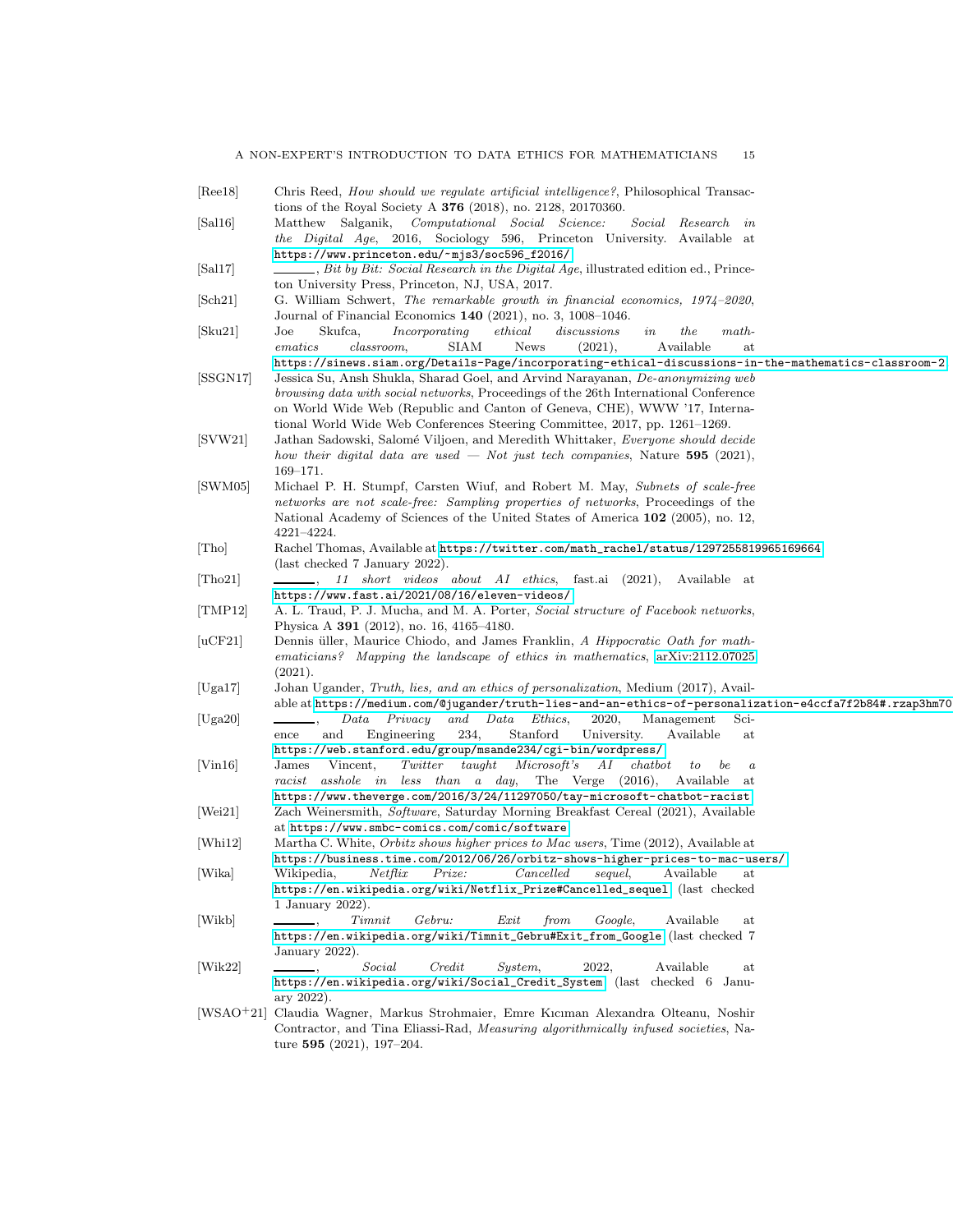[Ree18] Chris Reed, *How should we regulate artificial intelligence?*, Philosophical Transactions of the Royal Society A **376** (2018), no. 2128, 20170360.

[Sal16] Matthew Salganik, *Computational Social Science: Social Research in the Digital Age*, 2016, Sociology 596, Princeton University. Available at https://www.princeton.edu/~mjs3/soc596_f2016/

[Sal17] ———, *Bit by Bit: Social Research in the Digital Age*, illustrated edition ed., Princeton University Press, Princeton, NJ, USA, 2017.

[Sch21] G. William Schwert, *The remarkable growth in financial economics, 1974–2020*, Journal of Financial Economics **140** (2021), no. 3, 1008–1046.

[Sku21] Joe Skufca, *Incorporating ethical discussions in the mathematics classroom*, SIAM News (2021), Available at https://sinews.siam.org/Details-Page/incorporating-ethical-discussions-in-the-mathematics-classroom-2

[SSGN17] Jessica Su, Ansh Shukla, Sharad Goel, and Arvind Narayanan, *De-anonymizing web browsing data with social networks*, Proceedings of the 26th International Conference on World Wide Web (Republic and Canton of Geneva, CHE), WWW '17, International World Wide Web Conferences Steering Committee, 2017, pp. 1261–1269.

[SVW21] Jathan Sadowski, Salomé Viljoen, and Meredith Whittaker, *Everyone should decide how their digital data are used — Not just tech companies*, Nature **595** (2021), 169–171.

[SWM05] Michael P. H. Stumpf, Carsten Wiuf, and Robert M. May, *Subnets of scale-free networks are not scale-free: Sampling properties of networks*, Proceedings of the National Academy of Sciences of the United States of America **102** (2005), no. 12, 4221–4224.

[Tho] Rachel Thomas, Available at https://twitter.com/math_rachel/status/1297255819965169664 (last checked 7 January 2022).

[Tho21] ———, *11 short videos about AI ethics*, fast.ai (2021), Available at https://www.fast.ai/2021/08/16/eleven-videos/

[TMP12] A. L. Traud, P. J. Mucha, and M. A. Porter, *Social structure of Facebook networks*, Physica A **391** (2012), no. 16, 4165–4180.

[uCF21] Dennis üller, Maurice Chiodo, and James Franklin, *A Hippocratic Oath for mathematicians? Mapping the landscape of ethics in mathematics*, arXiv:2112.07025 (2021).

[Uga17] Johan Ugander, *Truth, lies, and an ethics of personalization*, Medium (2017), Available at https://medium.com/@jugander/truth-lies-and-an-ethics-of-personalization-e4ccfa7f2b84#.rzap3hm70

[Uga20] ———, *Data Privacy and Data Ethics*, 2020, Management Science and Engineering 234, Stanford University. Available at https://web.stanford.edu/group/msande234/cgi-bin/wordpress/

[Vin16] James Vincent, *Twitter taught Microsoft's AI chatbot to be a racist asshole in less than a day*, The Verge (2016), Available at https://www.theverge.com/2016/3/24/11297050/tay-microsoft-chatbot-racist

[Wei21] Zach Weinersmith, *Software*, Saturday Morning Breakfast Cereal (2021), Available at https://www.smbc-comics.com/comic/software

[Whi12] Martha C. White, *Orbitz shows higher prices to Mac users*, Time (2012), Available at https://business.time.com/2012/06/26/orbitz-shows-higher-prices-to-mac-users/

[Wika] Wikipedia, *Netflix Prize: Cancelled sequel*, Available at https://en.wikipedia.org/wiki/Netflix_Prize#Cancelled_sequel (last checked 1 January 2022).

[Wikb] ———, *Timnit Gebru: Exit from Google*, Available at https://en.wikipedia.org/wiki/Timnit_Gebru#Exit_from_Google (last checked 7 January 2022).

[Wik22] ———, *Social Credit System*, 2022, Available at https://en.wikipedia.org/wiki/Social_Credit_System (last checked 6 January 2022).

[WSAO+21] Claudia Wagner, Markus Strohmaier, Emre Kıcıman Alexandra Olteanu, Noshir Contractor, and Tina Eliassi-Rad, *Measuring algorithmically infused societies*, Nature **595** (2021), 197–204.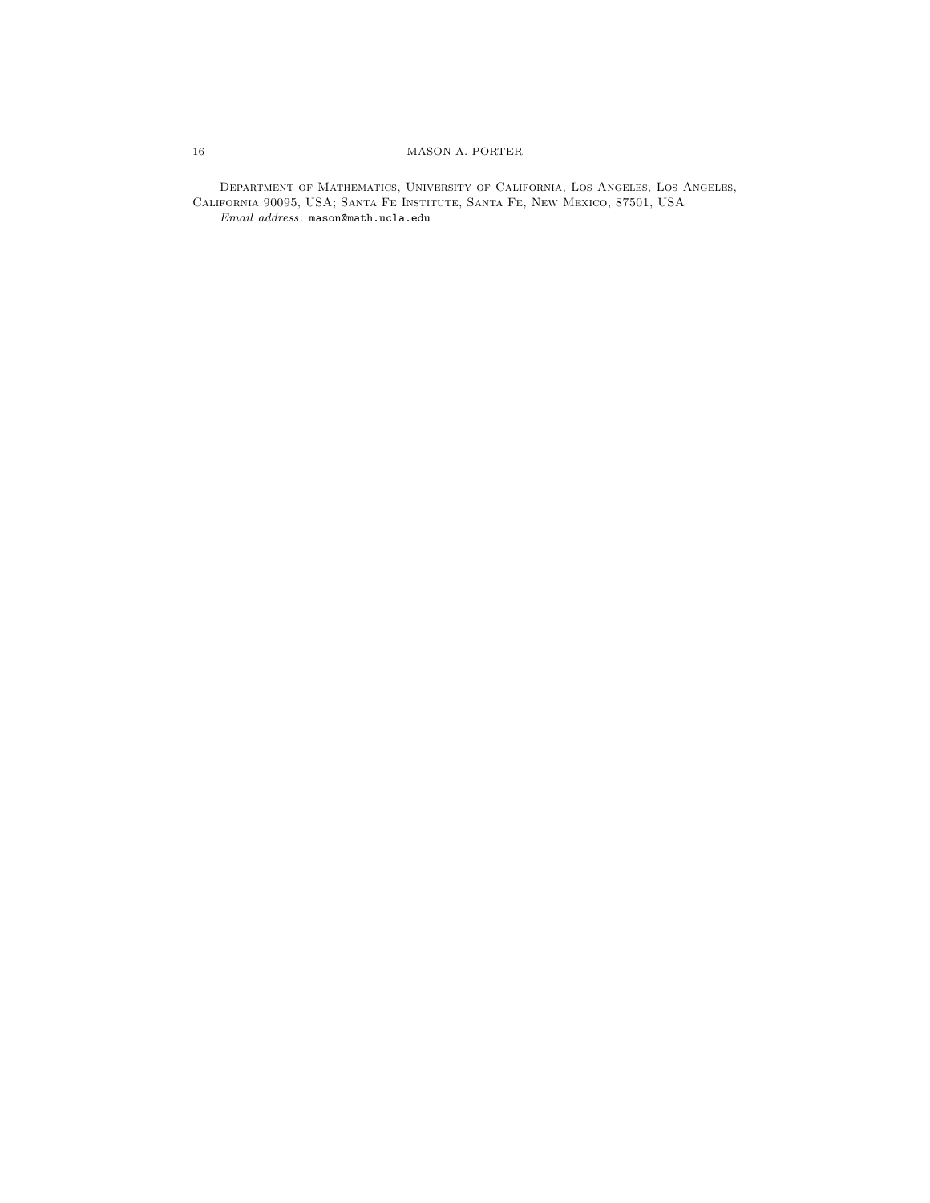Department of Mathematics, University of California, Los Angeles, Los Angeles, California 90095, USA; Santa Fe Institute, Santa Fe, New Mexico, 87501, USA

*Email address*: `mason@math.ucla.edu`